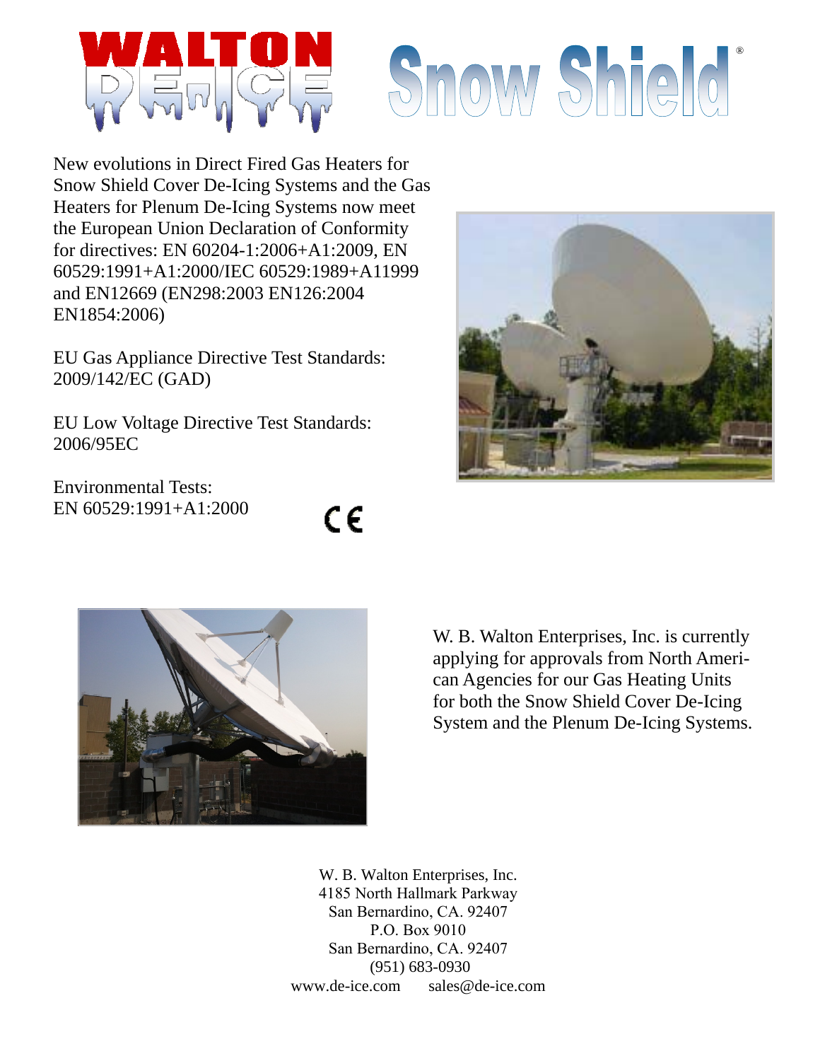# WALTON DE-ICE Snow Shield®

New evolutions in Direct Fired Gas Heaters for Snow Shield Cover De-Icing Systems and the Gas Heaters for Plenum De-Icing Systems now meet the European Union Declaration of Conformity for directives: EN 60204-1:2006+A1:2009, EN 60529:1991+A1:2000/IEC 60529:1989+A11999 and EN12669 (EN298:2003 EN126:2004 EN1854:2006)

EU Gas Appliance Directive Test Standards:
2009/142/EC (GAD)

EU Low Voltage Directive Test Standards:
2006/95EC

Environmental Tests:
EN 60529:1991+A1:2000

CE

W. B. Walton Enterprises, Inc. is currently applying for approvals from North American Agencies for our Gas Heating Units for both the Snow Shield Cover De-Icing System and the Plenum De-Icing Systems.

W. B. Walton Enterprises, Inc.
4185 North Hallmark Parkway
San Bernardino, CA. 92407
P.O. Box 9010
San Bernardino, CA. 92407
(951) 683-0930
www.de-ice.com sales@de-ice.com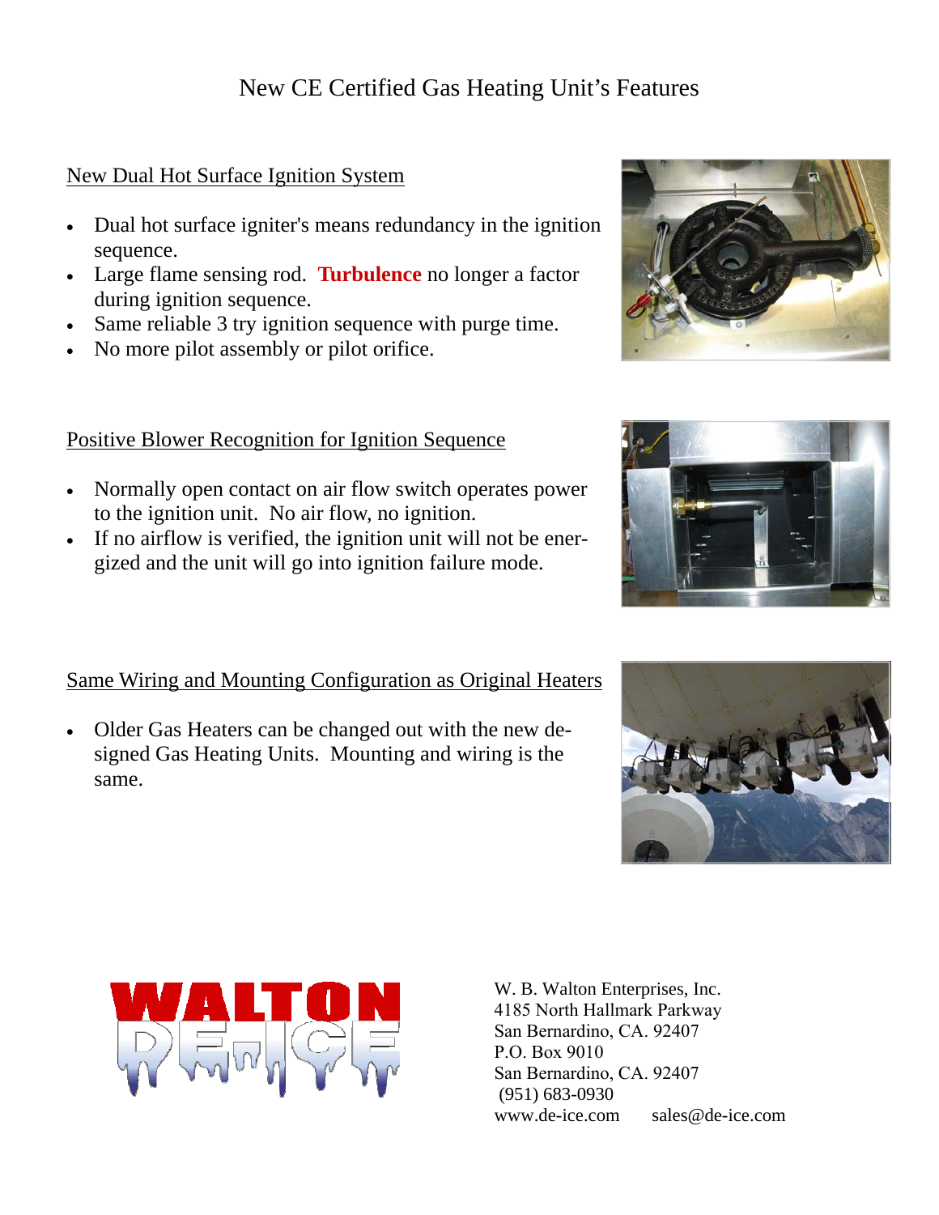# New CE Certified Gas Heating Unit's Features

## New Dual Hot Surface Ignition System

- Dual hot surface igniter's means redundancy in the ignition sequence.
- Large flame sensing rod. **Turbulence** no longer a factor during ignition sequence.
- Same reliable 3 try ignition sequence with purge time.
- No more pilot assembly or pilot orifice.

## Positive Blower Recognition for Ignition Sequence

- Normally open contact on air flow switch operates power to the ignition unit. No air flow, no ignition.
- If no airflow is verified, the ignition unit will not be energized and the unit will go into ignition failure mode.

## Same Wiring and Mounting Configuration as Original Heaters

- Older Gas Heaters can be changed out with the new designed Gas Heating Units. Mounting and wiring is the same.

WALTON DE-ICE

W. B. Walton Enterprises, Inc.
4185 North Hallmark Parkway
San Bernardino, CA. 92407
P.O. Box 9010
San Bernardino, CA. 92407
(951) 683-0930
www.de-ice.com sales@de-ice.com